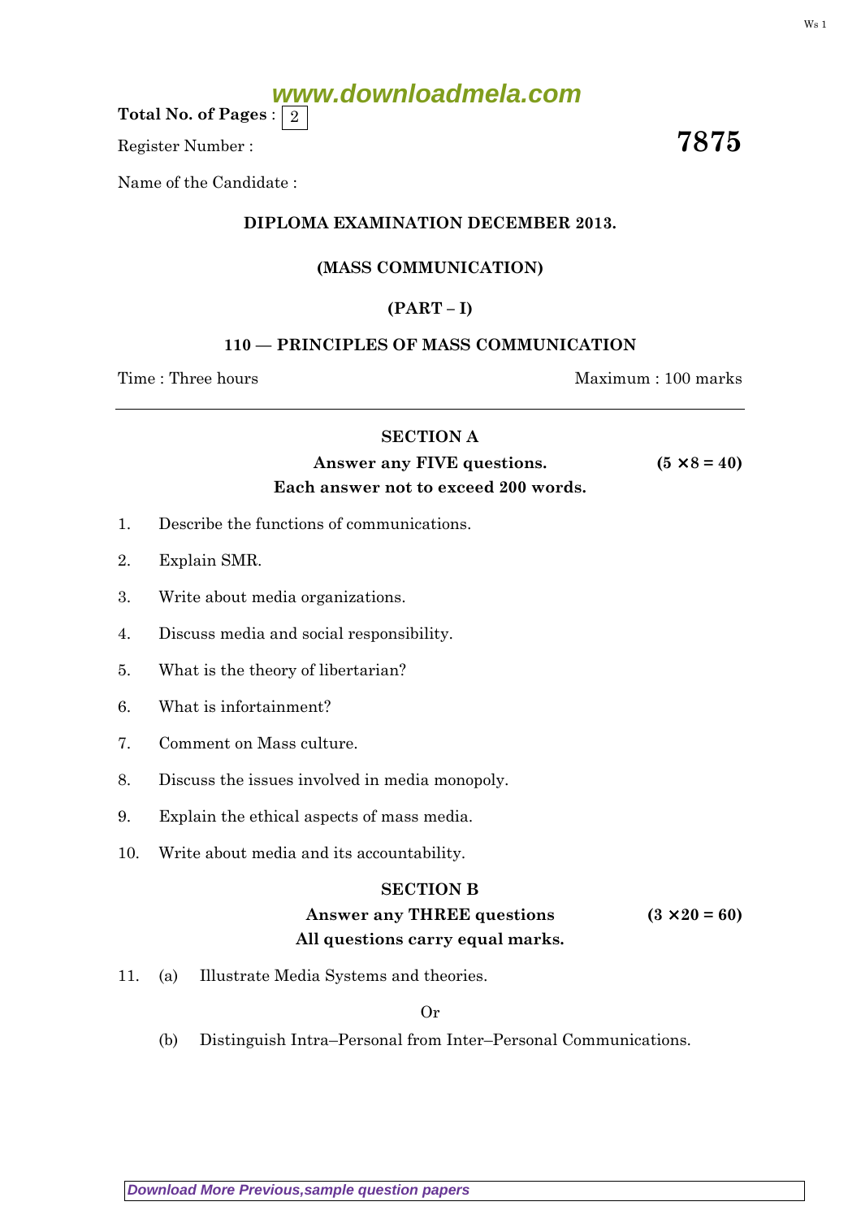Total No. of Pages : 2

Register Number :

**7875**

Name of the Candidate :

**DIPLOMA EXAMINATION DECEMBER 2013.**

**(MASS COMMUNICATION)**

**(PART – I)**

**110 — PRINCIPLES OF MASS COMMUNICATION**

Time : Three hours　　　　Maximum : 100 marks

---

## SECTION A

**Answer any FIVE questions.**　　**(5 × 8 = 40)**

**Each answer not to exceed 200 words.**

1. Describe the functions of communications.

2. Explain SMR.

3. Write about media organizations.

4. Discuss media and social responsibility.

5. What is the theory of libertarian?

6. What is infortainment?

7. Comment on Mass culture.

8. Discuss the issues involved in media monopoly.

9. Explain the ethical aspects of mass media.

10. Write about media and its accountability.

## SECTION B

**Answer any THREE questions**　　**(3 × 20 = 60)**

**All questions carry equal marks.**

11. (a) Illustrate Media Systems and theories.

Or

(b) Distinguish Intra–Personal from Inter–Personal Communications.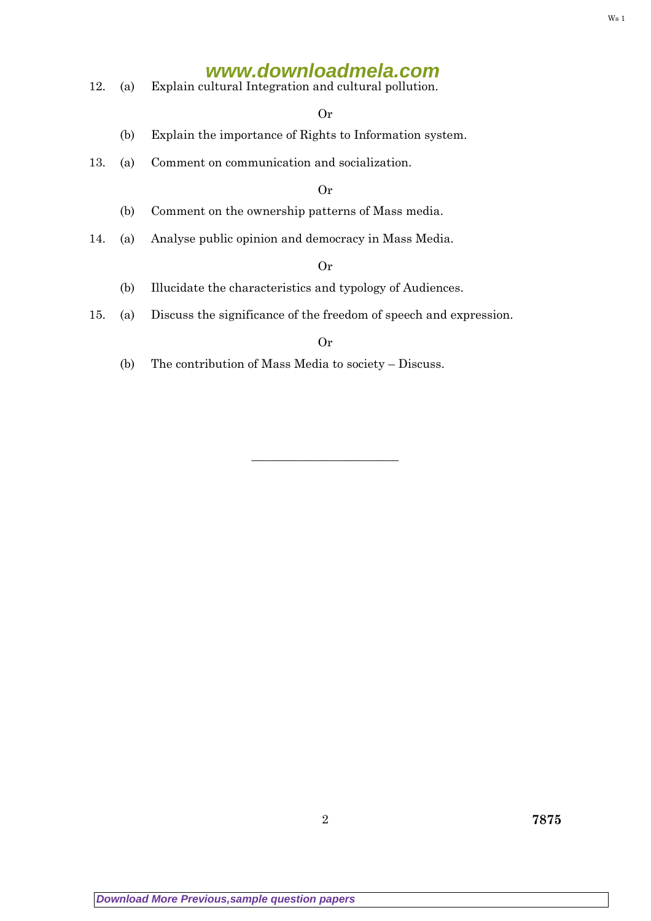12. (a) Explain cultural Integration and cultural pollution.

Or

(b) Explain the importance of Rights to Information system.

13. (a) Comment on communication and socialization.

Or

(b) Comment on the ownership patterns of Mass media.

14. (a) Analyse public opinion and democracy in Mass Media.

Or

(b) Illucidate the characteristics and typology of Audiences.

15. (a) Discuss the significance of the freedom of speech and expression.

Or

(b) The contribution of Mass Media to society – Discuss.

———————